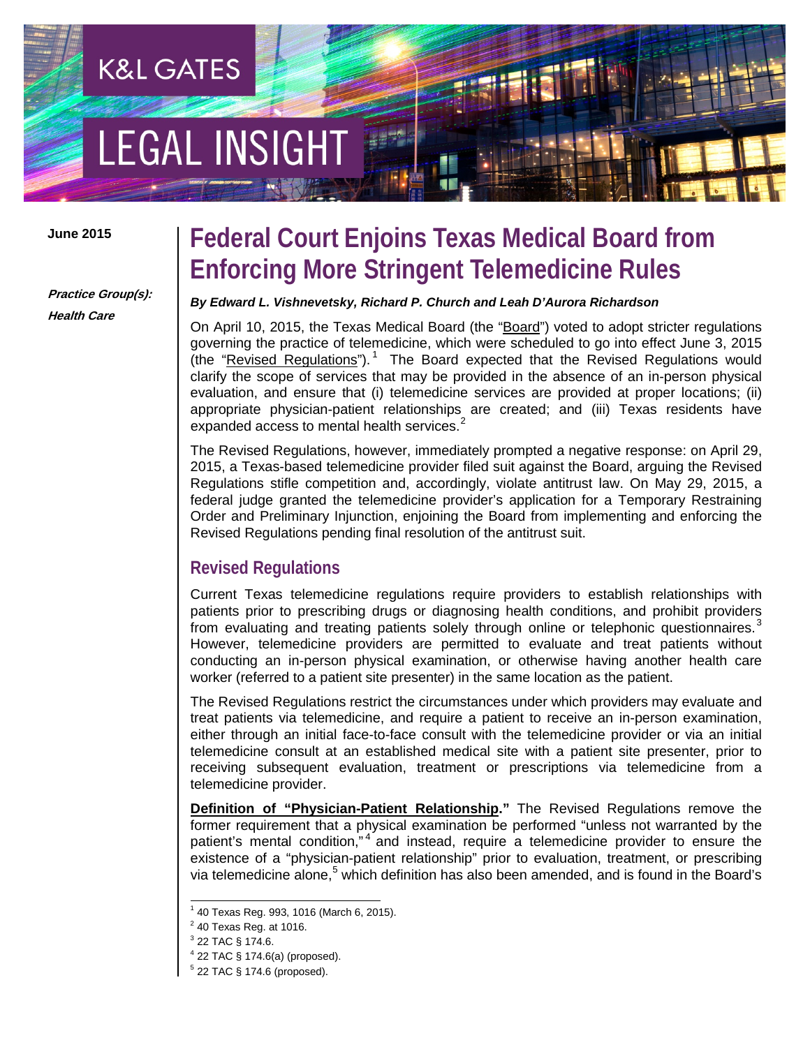K&L GATES

LEGAL INSIGHT

**June 2015**

***Practice Group(s):***

***Health Care***

# Federal Court Enjoins Texas Medical Board from Enforcing More Stringent Telemedicine Rules

***By Edward L. Vishnevetsky, Richard P. Church and Leah D'Aurora Richardson***

On April 10, 2015, the Texas Medical Board (the "Board") voted to adopt stricter regulations governing the practice of telemedicine, which were scheduled to go into effect June 3, 2015 (the "Revised Regulations").[1] The Board expected that the Revised Regulations would clarify the scope of services that may be provided in the absence of an in-person physical evaluation, and ensure that (i) telemedicine services are provided at proper locations; (ii) appropriate physician-patient relationships are created; and (iii) Texas residents have expanded access to mental health services.[2]

The Revised Regulations, however, immediately prompted a negative response: on April 29, 2015, a Texas-based telemedicine provider filed suit against the Board, arguing the Revised Regulations stifle competition and, accordingly, violate antitrust law. On May 29, 2015, a federal judge granted the telemedicine provider's application for a Temporary Restraining Order and Preliminary Injunction, enjoining the Board from implementing and enforcing the Revised Regulations pending final resolution of the antitrust suit.

## Revised Regulations

Current Texas telemedicine regulations require providers to establish relationships with patients prior to prescribing drugs or diagnosing health conditions, and prohibit providers from evaluating and treating patients solely through online or telephonic questionnaires.[3] However, telemedicine providers are permitted to evaluate and treat patients without conducting an in-person physical examination, or otherwise having another health care worker (referred to a patient site presenter) in the same location as the patient.

The Revised Regulations restrict the circumstances under which providers may evaluate and treat patients via telemedicine, and require a patient to receive an in-person examination, either through an initial face-to-face consult with the telemedicine provider or via an initial telemedicine consult at an established medical site with a patient site presenter, prior to receiving subsequent evaluation, treatment or prescriptions via telemedicine from a telemedicine provider.

**Definition of "Physician-Patient Relationship."** The Revised Regulations remove the former requirement that a physical examination be performed "unless not warranted by the patient's mental condition,"[4] and instead, require a telemedicine provider to ensure the existence of a "physician-patient relationship" prior to evaluation, treatment, or prescribing via telemedicine alone,[5] which definition has also been amended, and is found in the Board's

---

[1] 40 Texas Reg. 993, 1016 (March 6, 2015).

[2] 40 Texas Reg. at 1016.

[3] 22 TAC § 174.6.

[4] 22 TAC § 174.6(a) (proposed).

[5] 22 TAC § 174.6 (proposed).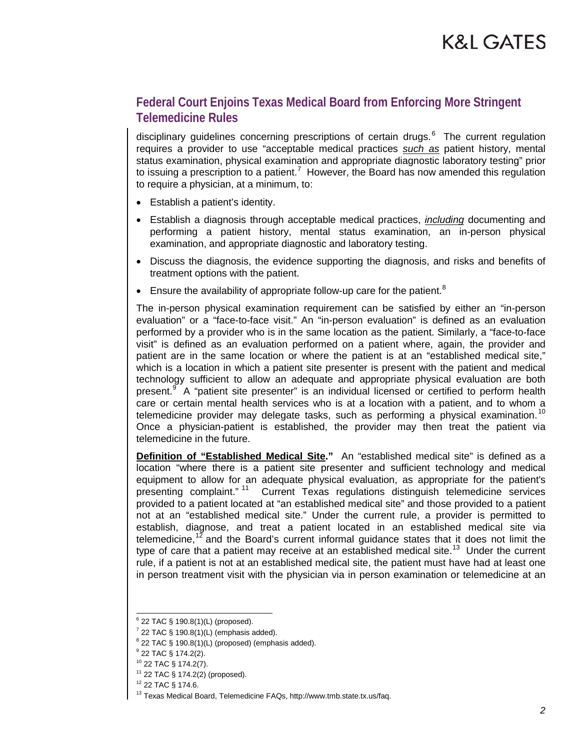## Federal Court Enjoins Texas Medical Board from Enforcing More Stringent Telemedicine Rules

disciplinary guidelines concerning prescriptions of certain drugs.[6] The current regulation requires a provider to use "acceptable medical practices *such as* patient history, mental status examination, physical examination and appropriate diagnostic laboratory testing" prior to issuing a prescription to a patient.[7] However, the Board has now amended this regulation to require a physician, at a minimum, to:

- Establish a patient's identity.
- Establish a diagnosis through acceptable medical practices, *including* documenting and performing a patient history, mental status examination, an in-person physical examination, and appropriate diagnostic and laboratory testing.
- Discuss the diagnosis, the evidence supporting the diagnosis, and risks and benefits of treatment options with the patient.
- Ensure the availability of appropriate follow-up care for the patient.[8]

The in-person physical examination requirement can be satisfied by either an "in-person evaluation" or a "face-to-face visit." An "in-person evaluation" is defined as an evaluation performed by a provider who is in the same location as the patient. Similarly, a "face-to-face visit" is defined as an evaluation performed on a patient where, again, the provider and patient are in the same location or where the patient is at an "established medical site," which is a location in which a patient site presenter is present with the patient and medical technology sufficient to allow an adequate and appropriate physical evaluation are both present.[9] A "patient site presenter" is an individual licensed or certified to perform health care or certain mental health services who is at a location with a patient, and to whom a telemedicine provider may delegate tasks, such as performing a physical examination.[10] Once a physician-patient is established, the provider may then treat the patient via telemedicine in the future.

**Definition of "Established Medical Site."** An "established medical site" is defined as a location "where there is a patient site presenter and sufficient technology and medical equipment to allow for an adequate physical evaluation, as appropriate for the patient's presenting complaint."[11] Current Texas regulations distinguish telemedicine services provided to a patient located at "an established medical site" and those provided to a patient not at an "established medical site." Under the current rule, a provider is permitted to establish, diagnose, and treat a patient located in an established medical site via telemedicine,[12] and the Board's current informal guidance states that it does not limit the type of care that a patient may receive at an established medical site.[13] Under the current rule, if a patient is not at an established medical site, the patient must have had at least one in person treatment visit with the physician via in person examination or telemedicine at an

---

[6] 22 TAC § 190.8(1)(L) (proposed).

[7] 22 TAC § 190.8(1)(L) (emphasis added).

[8] 22 TAC § 190.8(1)(L) (proposed) (emphasis added).

[9] 22 TAC § 174.2(2).

[10] 22 TAC § 174.2(7).

[11] 22 TAC § 174.2(2) (proposed).

[12] 22 TAC § 174.6.

[13] Texas Medical Board, Telemedicine FAQs, http://www.tmb.state.tx.us/faq.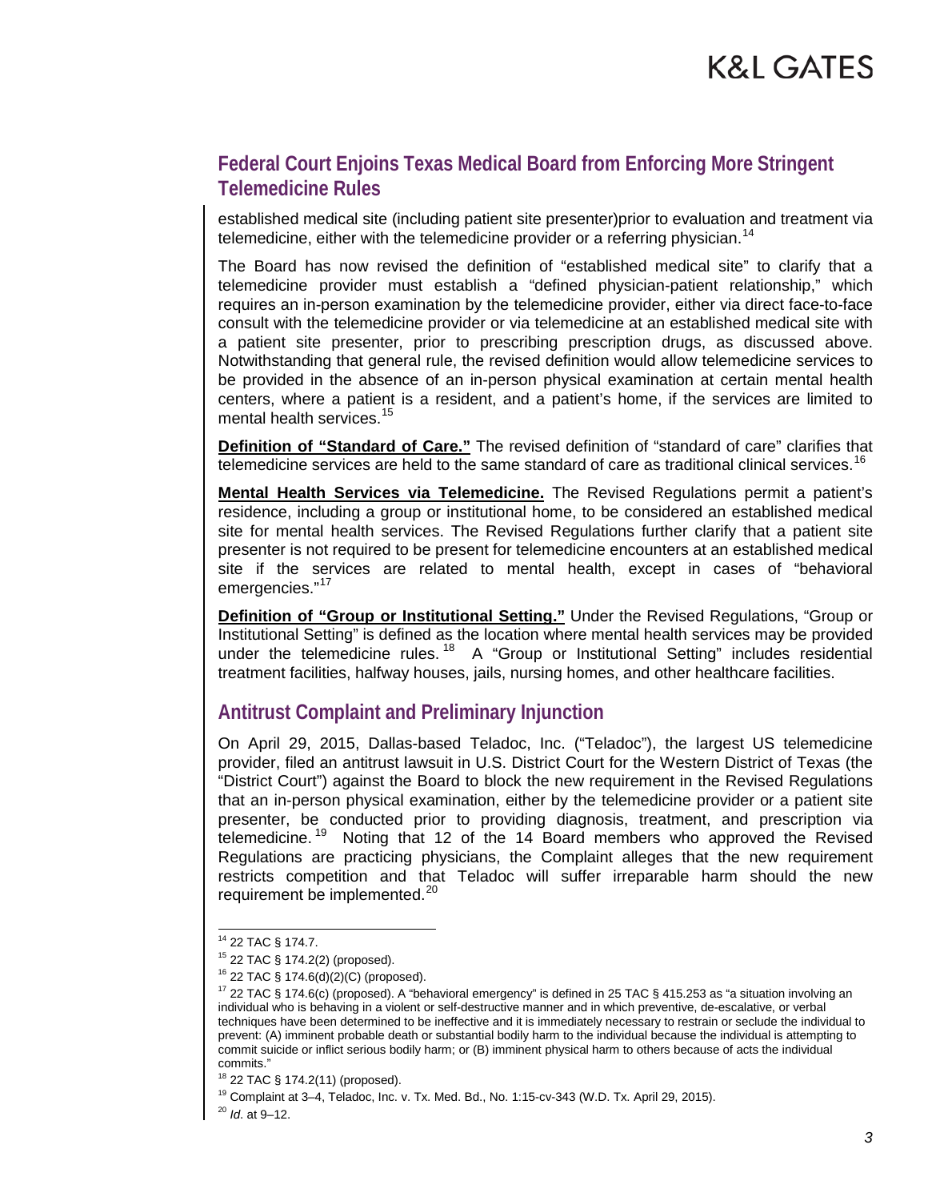## Federal Court Enjoins Texas Medical Board from Enforcing More Stringent Telemedicine Rules

established medical site (including patient site presenter)prior to evaluation and treatment via telemedicine, either with the telemedicine provider or a referring physician.[14]

The Board has now revised the definition of "established medical site" to clarify that a telemedicine provider must establish a "defined physician-patient relationship," which requires an in-person examination by the telemedicine provider, either via direct face-to-face consult with the telemedicine provider or via telemedicine at an established medical site with a patient site presenter, prior to prescribing prescription drugs, as discussed above. Notwithstanding that general rule, the revised definition would allow telemedicine services to be provided in the absence of an in-person physical examination at certain mental health centers, where a patient is a resident, and a patient's home, if the services are limited to mental health services.[15]

**Definition of "Standard of Care."** The revised definition of "standard of care" clarifies that telemedicine services are held to the same standard of care as traditional clinical services.[16]

**Mental Health Services via Telemedicine.** The Revised Regulations permit a patient's residence, including a group or institutional home, to be considered an established medical site for mental health services. The Revised Regulations further clarify that a patient site presenter is not required to be present for telemedicine encounters at an established medical site if the services are related to mental health, except in cases of "behavioral emergencies."[17]

**Definition of "Group or Institutional Setting."** Under the Revised Regulations, "Group or Institutional Setting" is defined as the location where mental health services may be provided under the telemedicine rules.[18] A "Group or Institutional Setting" includes residential treatment facilities, halfway houses, jails, nursing homes, and other healthcare facilities.

## Antitrust Complaint and Preliminary Injunction

On April 29, 2015, Dallas-based Teladoc, Inc. ("Teladoc"), the largest US telemedicine provider, filed an antitrust lawsuit in U.S. District Court for the Western District of Texas (the "District Court") against the Board to block the new requirement in the Revised Regulations that an in-person physical examination, either by the telemedicine provider or a patient site presenter, be conducted prior to providing diagnosis, treatment, and prescription via telemedicine.[19] Noting that 12 of the 14 Board members who approved the Revised Regulations are practicing physicians, the Complaint alleges that the new requirement restricts competition and that Teladoc will suffer irreparable harm should the new requirement be implemented.[20]

---

[14] 22 TAC § 174.7.

[15] 22 TAC § 174.2(2) (proposed).

[16] 22 TAC § 174.6(d)(2)(C) (proposed).

[17] 22 TAC § 174.6(c) (proposed). A "behavioral emergency" is defined in 25 TAC § 415.253 as "a situation involving an individual who is behaving in a violent or self-destructive manner and in which preventive, de-escalative, or verbal techniques have been determined to be ineffective and it is immediately necessary to restrain or seclude the individual to prevent: (A) imminent probable death or substantial bodily harm to the individual because the individual is attempting to commit suicide or inflict serious bodily harm; or (B) imminent physical harm to others because of acts the individual commits."

[18] 22 TAC § 174.2(11) (proposed).

[19] Complaint at 3–4, Teladoc, Inc. v. Tx. Med. Bd., No. 1:15-cv-343 (W.D. Tx. April 29, 2015).

[20] *Id*. at 9–12.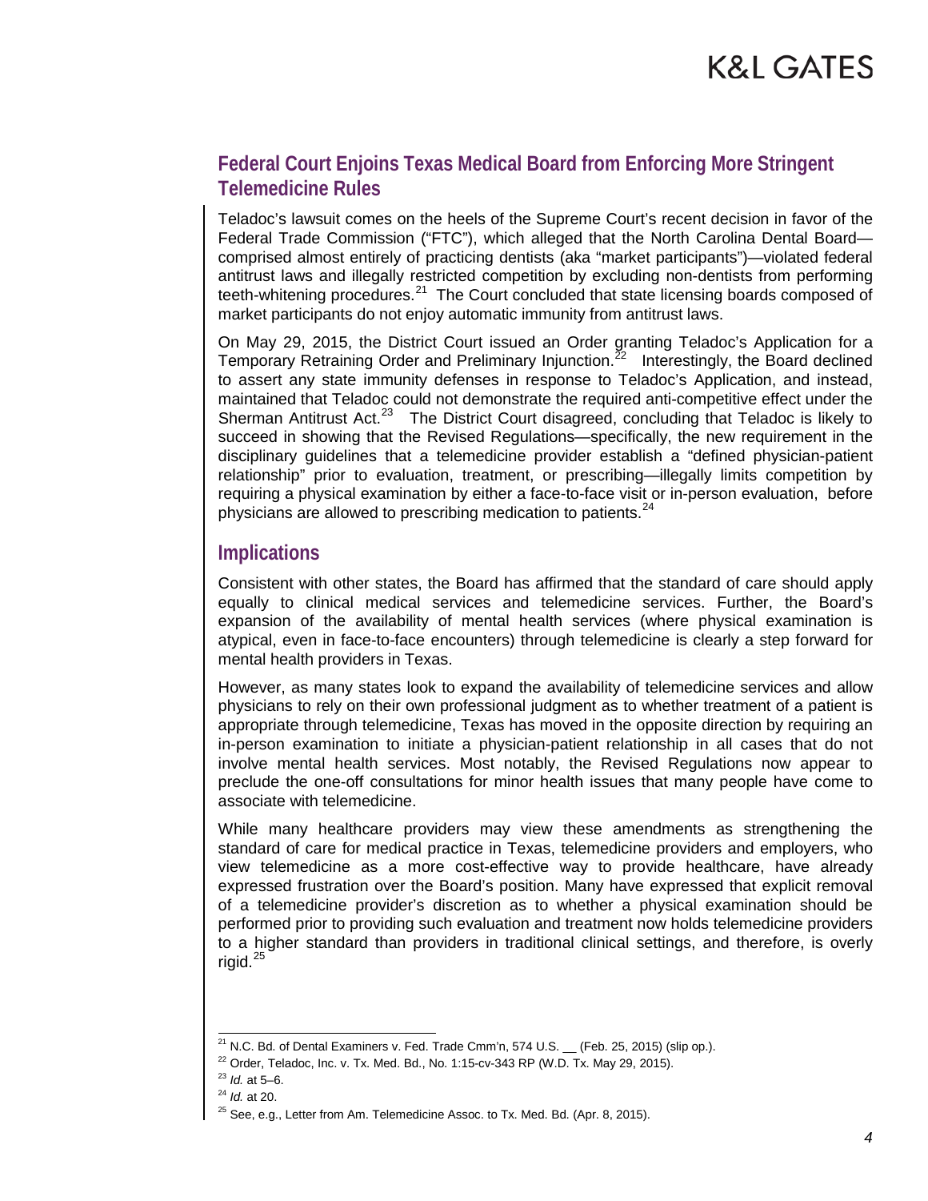## Federal Court Enjoins Texas Medical Board from Enforcing More Stringent Telemedicine Rules

Teladoc's lawsuit comes on the heels of the Supreme Court's recent decision in favor of the Federal Trade Commission ("FTC"), which alleged that the North Carolina Dental Board—comprised almost entirely of practicing dentists (aka "market participants")—violated federal antitrust laws and illegally restricted competition by excluding non-dentists from performing teeth-whitening procedures.[21] The Court concluded that state licensing boards composed of market participants do not enjoy automatic immunity from antitrust laws.

On May 29, 2015, the District Court issued an Order granting Teladoc's Application for a Temporary Retraining Order and Preliminary Injunction.[22] Interestingly, the Board declined to assert any state immunity defenses in response to Teladoc's Application, and instead, maintained that Teladoc could not demonstrate the required anti-competitive effect under the Sherman Antitrust Act.[23] The District Court disagreed, concluding that Teladoc is likely to succeed in showing that the Revised Regulations—specifically, the new requirement in the disciplinary guidelines that a telemedicine provider establish a "defined physician-patient relationship" prior to evaluation, treatment, or prescribing—illegally limits competition by requiring a physical examination by either a face-to-face visit or in-person evaluation, before physicians are allowed to prescribing medication to patients.[24]

## Implications

Consistent with other states, the Board has affirmed that the standard of care should apply equally to clinical medical services and telemedicine services. Further, the Board's expansion of the availability of mental health services (where physical examination is atypical, even in face-to-face encounters) through telemedicine is clearly a step forward for mental health providers in Texas.

However, as many states look to expand the availability of telemedicine services and allow physicians to rely on their own professional judgment as to whether treatment of a patient is appropriate through telemedicine, Texas has moved in the opposite direction by requiring an in-person examination to initiate a physician-patient relationship in all cases that do not involve mental health services. Most notably, the Revised Regulations now appear to preclude the one-off consultations for minor health issues that many people have come to associate with telemedicine.

While many healthcare providers may view these amendments as strengthening the standard of care for medical practice in Texas, telemedicine providers and employers, who view telemedicine as a more cost-effective way to provide healthcare, have already expressed frustration over the Board's position. Many have expressed that explicit removal of a telemedicine provider's discretion as to whether a physical examination should be performed prior to providing such evaluation and treatment now holds telemedicine providers to a higher standard than providers in traditional clinical settings, and therefore, is overly rigid.[25]

---

[21] N.C. Bd. of Dental Examiners v. Fed. Trade Cmm'n, 574 U.S. __ (Feb. 25, 2015) (slip op.).

[22] Order, Teladoc, Inc. v. Tx. Med. Bd., No. 1:15-cv-343 RP (W.D. Tx. May 29, 2015).

[23] *Id.* at 5–6.

[24] *Id.* at 20.

[25] See, e.g., Letter from Am. Telemedicine Assoc. to Tx. Med. Bd. (Apr. 8, 2015).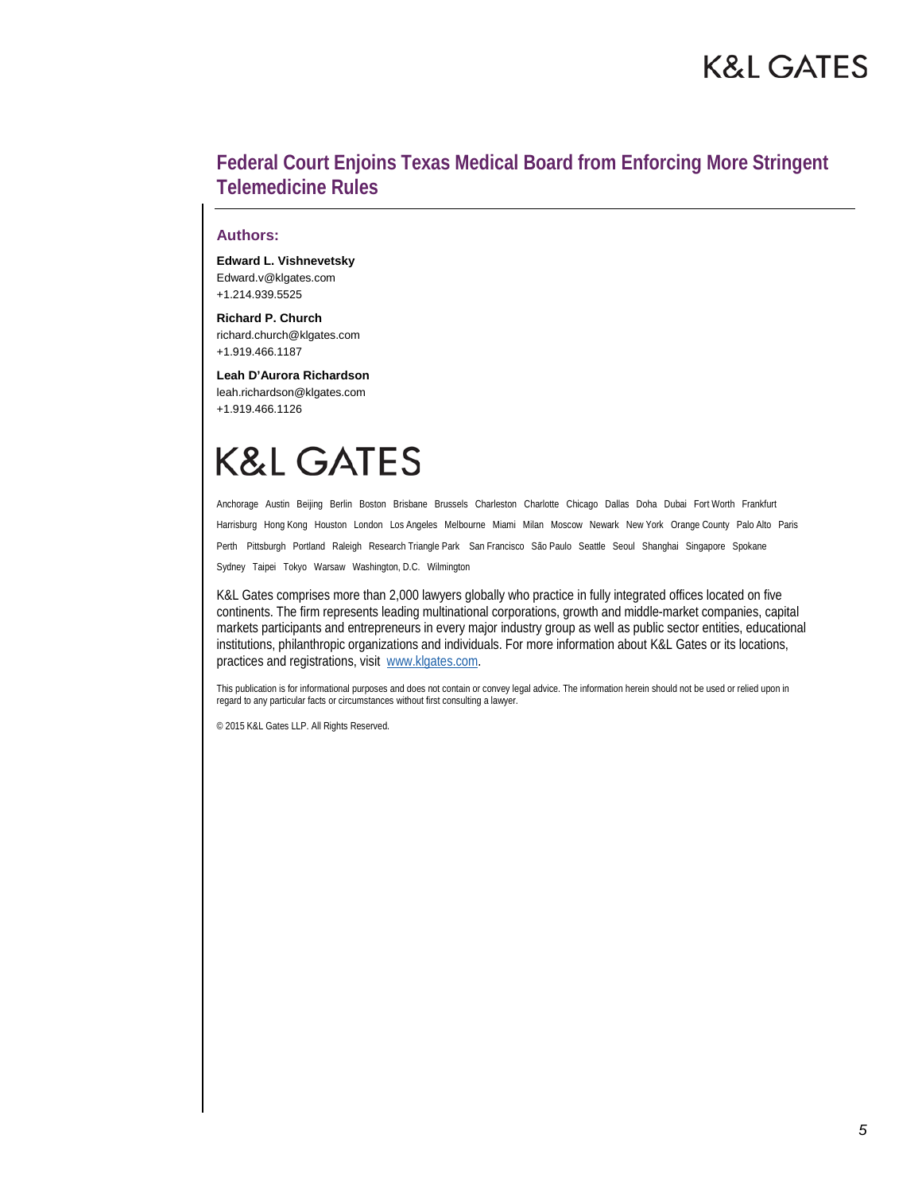# Federal Court Enjoins Texas Medical Board from Enforcing More Stringent Telemedicine Rules

### Authors:

**Edward L. Vishnevetsky**
Edward.v@klgates.com
+1.214.939.5525

**Richard P. Church**
richard.church@klgates.com
+1.919.466.1187

**Leah D'Aurora Richardson**
leah.richardson@klgates.com
+1.919.466.1126

K&L GATES

Anchorage Austin Beijing Berlin Boston Brisbane Brussels Charleston Charlotte Chicago Dallas Doha Dubai Fort Worth Frankfurt Harrisburg Hong Kong Houston London Los Angeles Melbourne Miami Milan Moscow Newark New York Orange County Palo Alto Paris Perth Pittsburgh Portland Raleigh Research Triangle Park San Francisco São Paulo Seattle Seoul Shanghai Singapore Spokane Sydney Taipei Tokyo Warsaw Washington, D.C. Wilmington

K&L Gates comprises more than 2,000 lawyers globally who practice in fully integrated offices located on five continents. The firm represents leading multinational corporations, growth and middle-market companies, capital markets participants and entrepreneurs in every major industry group as well as public sector entities, educational institutions, philanthropic organizations and individuals. For more information about K&L Gates or its locations, practices and registrations, visit www.klgates.com.

This publication is for informational purposes and does not contain or convey legal advice. The information herein should not be used or relied upon in regard to any particular facts or circumstances without first consulting a lawyer.

© 2015 K&L Gates LLP. All Rights Reserved.